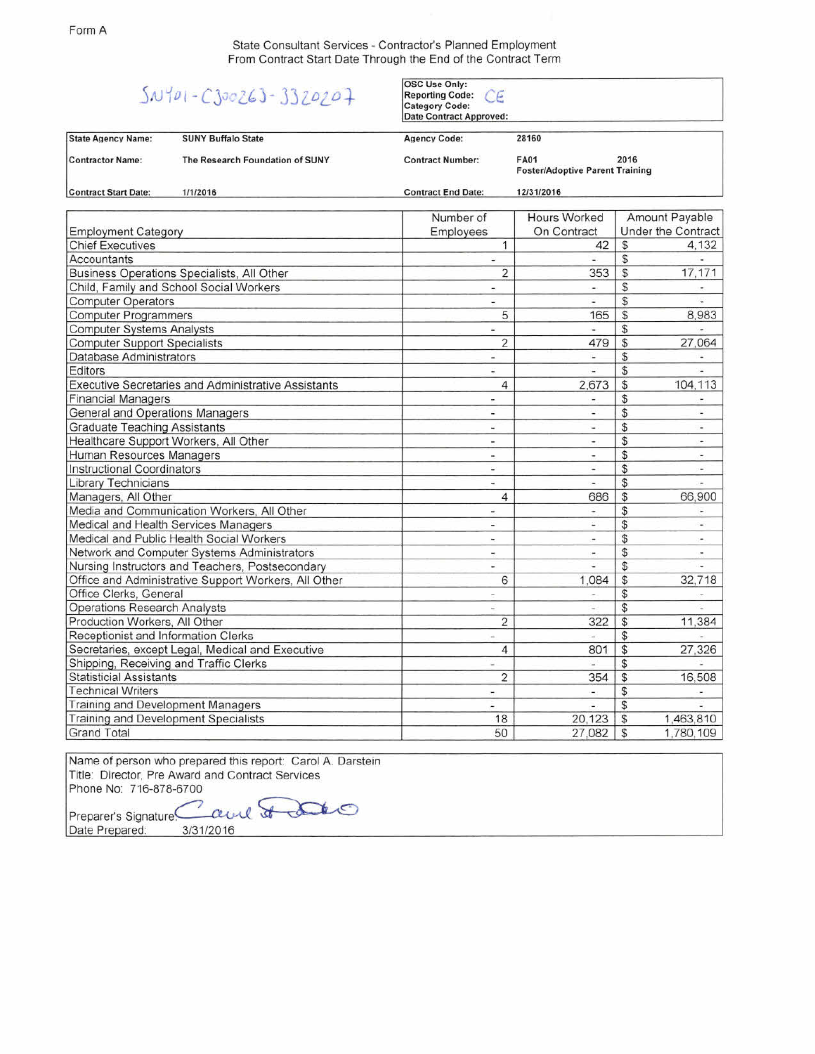Form A

## State Consultant Services - Contractor's Planned Employment
## From Contract Start Date Through the End of the Contract Term

SNY01-C300263-3320207

| OSC Use Only: | |
|---|---|
| Reporting Code: | CE |
| Category Code: | |
| Date Contract Approved: | |

| | | | |
|---|---|---|---|
| **State Agency Name:** | **SUNY Buffalo State** | **Agency Code:** | **28160** |
| **Contractor Name:** | **The Research Foundation of SUNY** | **Contract Number:** | **FA01 2016 Foster/Adoptive Parent Training** |
| **Contract Start Date:** | **1/1/2016** | **Contract End Date:** | **12/31/2016** |

| Employment Category | Number of Employees | Hours Worked On Contract | Amount Payable Under the Contract |
|---|---|---|---|
| Chief Executives | 1 | 42 | $ 4,132 |
| Accountants | - | - | $ - |
| Business Operations Specialists, All Other | 2 | 353 | $ 17,171 |
| Child, Family and School Social Workers | - | - | $ - |
| Computer Operators | - | - | $ - |
| Computer Programmers | 5 | 165 | $ 8,983 |
| Computer Systems Analysts | - | - | $ - |
| Computer Support Specialists | 2 | 479 | $ 27,064 |
| Database Administrators | - | - | $ - |
| Editors | - | - | $ - |
| Executive Secretaries and Administrative Assistants | 4 | 2,673 | $ 104,113 |
| Financial Managers | - | - | $ - |
| General and Operations Managers | - | - | $ - |
| Graduate Teaching Assistants | - | - | $ - |
| Healthcare Support Workers, All Other | - | - | $ - |
| Human Resources Managers | - | - | $ - |
| Instructional Coordinators | - | - | $ - |
| Library Technicians | - | - | $ - |
| Managers, All Other | 4 | 686 | $ 66,900 |
| Media and Communication Workers, All Other | - | - | $ - |
| Medical and Health Services Managers | - | - | $ - |
| Medical and Public Health Social Workers | - | - | $ - |
| Network and Computer Systems Administrators | - | - | $ - |
| Nursing Instructors and Teachers, Postsecondary | - | - | $ - |
| Office and Administrative Support Workers, All Other | 6 | 1,084 | $ 32,718 |
| Office Clerks, General | - | - | $ - |
| Operations Research Analysts | - | - | $ - |
| Production Workers, All Other | 2 | 322 | $ 11,384 |
| Receptionist and Information Clerks | - | - | $ - |
| Secretaries, except Legal, Medical and Executive | 4 | 801 | $ 27,326 |
| Shipping, Receiving and Traffic Clerks | - | - | $ - |
| Statisticial Assistants | 2 | 354 | $ 16,508 |
| Technical Writers | - | - | $ - |
| Training and Development Managers | - | - | $ - |
| Training and Development Specialists | 18 | 20,123 | $ 1,463,810 |
| Grand Total | 50 | 27,082 | $ 1,780,109 |

Name of person who prepared this report: Carol A. Darstein
Title: Director, Pre Award and Contract Services
Phone No: 716-878-6700
Preparer's Signature: Carol A. Darstein
Date Prepared: 3/31/2016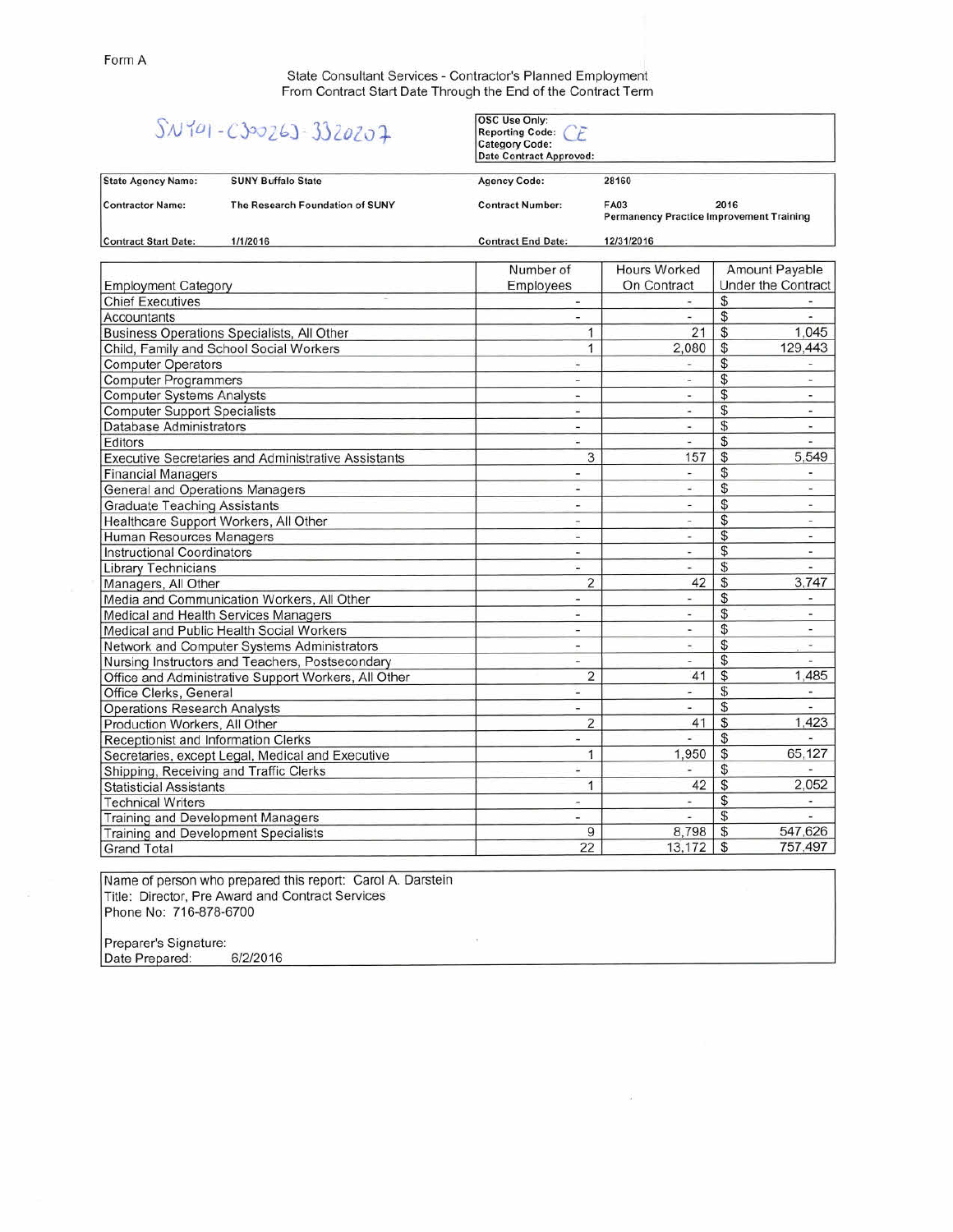Form A

State Consultant Services - Contractor's Planned Employment
From Contract Start Date Through the End of the Contract Term

SNY01-C300263-3320207

| | |
|---|---|
| OSC Use Only: | |
| Reporting Code: | CE |
| Category Code: | |
| Date Contract Approved: | |

| | | | |
|---|---|---|---|
| State Agency Name: | SUNY Buffalo State | Agency Code: | 28160 |
| Contractor Name: | The Research Foundation of SUNY | Contract Number: | FA03 2016 Permanency Practice Improvement Training |
| Contract Start Date: | 1/1/2016 | Contract End Date: | 12/31/2016 |

| Employment Category | Number of Employees | Hours Worked On Contract | Amount Payable Under the Contract |
|---|---|---|---|
| Chief Executives | - | - | $ - |
| Accountants | - | - | $ - |
| Business Operations Specialists, All Other | 1 | 21 | $ 1,045 |
| Child, Family and School Social Workers | 1 | 2,080 | $ 129,443 |
| Computer Operators | - | - | $ - |
| Computer Programmers | - | - | $ - |
| Computer Systems Analysts | - | - | $ - |
| Computer Support Specialists | - | - | $ - |
| Database Administrators | - | - | $ - |
| Editors | - | - | $ - |
| Executive Secretaries and Administrative Assistants | 3 | 157 | $ 5,549 |
| Financial Managers | - | - | $ - |
| General and Operations Managers | - | - | $ - |
| Graduate Teaching Assistants | - | - | $ - |
| Healthcare Support Workers, All Other | - | - | $ - |
| Human Resources Managers | - | - | $ - |
| Instructional Coordinators | - | - | $ - |
| Library Technicians | - | - | $ - |
| Managers, All Other | 2 | 42 | $ 3,747 |
| Media and Communication Workers, All Other | - | - | $ - |
| Medical and Health Services Managers | - | - | $ - |
| Medical and Public Health Social Workers | - | - | $ - |
| Network and Computer Systems Administrators | - | - | $ - |
| Nursing Instructors and Teachers, Postsecondary | - | - | $ - |
| Office and Administrative Support Workers, All Other | 2 | 41 | $ 1,485 |
| Office Clerks, General | - | - | $ - |
| Operations Research Analysts | - | - | $ - |
| Production Workers, All Other | 2 | 41 | $ 1,423 |
| Receptionist and Information Clerks | - | - | $ - |
| Secretaries, except Legal, Medical and Executive | 1 | 1,950 | $ 65,127 |
| Shipping, Receiving and Traffic Clerks | - | - | $ - |
| Statisticial Assistants | 1 | 42 | $ 2,052 |
| Technical Writers | - | - | $ - |
| Training and Development Managers | - | - | $ - |
| Training and Development Specialists | 9 | 8,798 | $ 547,626 |
| Grand Total | 22 | 13,172 | $ 757,497 |

Name of person who prepared this report: Carol A. Darstein
Title: Director, Pre Award and Contract Services
Phone No: 716-878-6700

Preparer's Signature:
Date Prepared: 6/2/2016